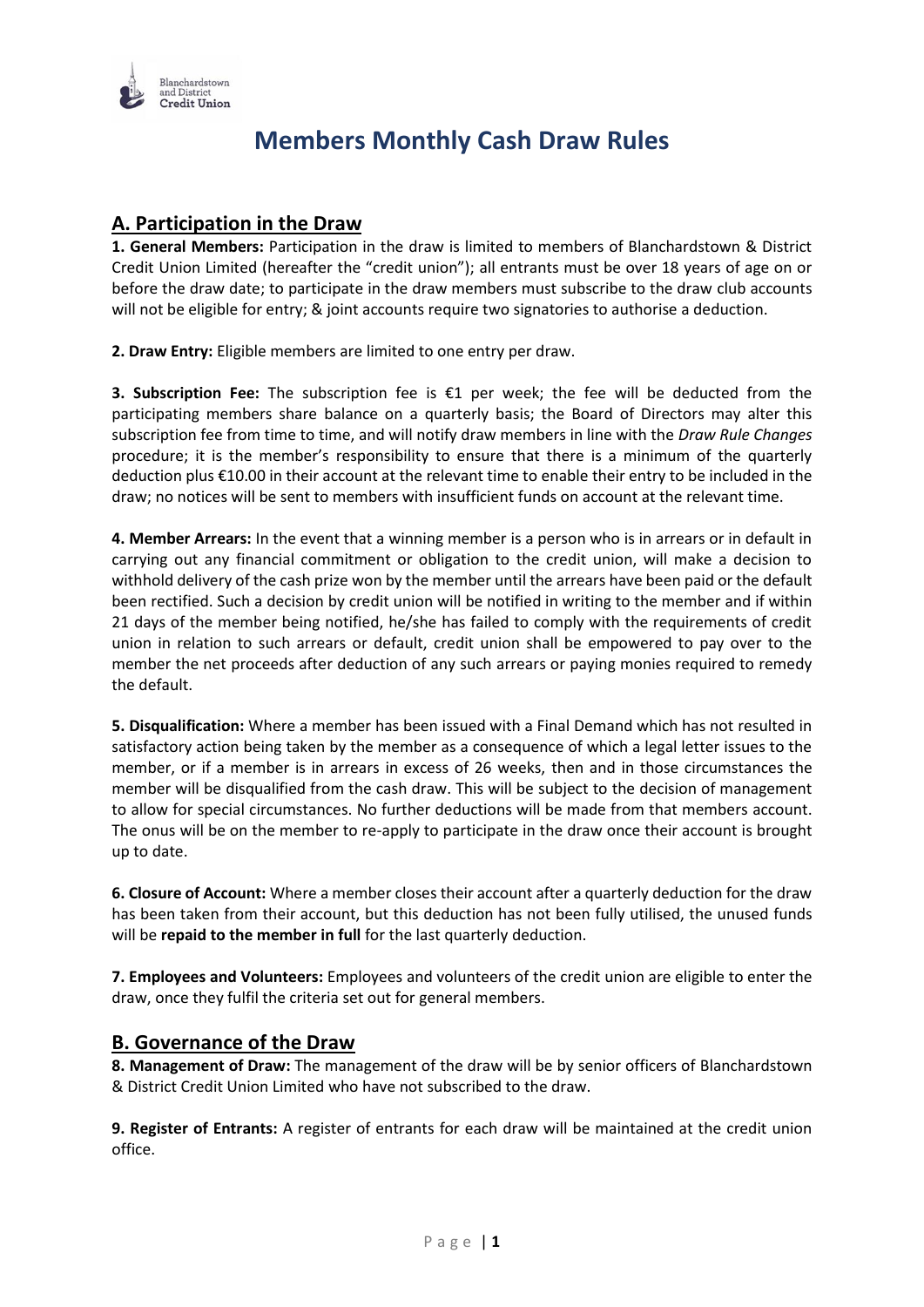# Members Monthly Cash Draw Rules

## A. Participation in the Draw

**1. General Members:** Participation in the draw is limited to members of Blanchardstown & District Credit Union Limited (hereafter the "credit union"); all entrants must be over 18 years of age on or before the draw date; to participate in the draw members must subscribe to the draw club accounts will not be eligible for entry; & joint accounts require two signatories to authorise a deduction.

**2. Draw Entry:** Eligible members are limited to one entry per draw.

**3. Subscription Fee:** The subscription fee is €1 per week; the fee will be deducted from the participating members share balance on a quarterly basis; the Board of Directors may alter this subscription fee from time to time, and will notify draw members in line with the *Draw Rule Changes* procedure; it is the member's responsibility to ensure that there is a minimum of the quarterly deduction plus €10.00 in their account at the relevant time to enable their entry to be included in the draw; no notices will be sent to members with insufficient funds on account at the relevant time.

**4. Member Arrears:** In the event that a winning member is a person who is in arrears or in default in carrying out any financial commitment or obligation to the credit union, will make a decision to withhold delivery of the cash prize won by the member until the arrears have been paid or the default been rectified. Such a decision by credit union will be notified in writing to the member and if within 21 days of the member being notified, he/she has failed to comply with the requirements of credit union in relation to such arrears or default, credit union shall be empowered to pay over to the member the net proceeds after deduction of any such arrears or paying monies required to remedy the default.

**5. Disqualification:** Where a member has been issued with a Final Demand which has not resulted in satisfactory action being taken by the member as a consequence of which a legal letter issues to the member, or if a member is in arrears in excess of 26 weeks, then and in those circumstances the member will be disqualified from the cash draw. This will be subject to the decision of management to allow for special circumstances. No further deductions will be made from that members account. The onus will be on the member to re-apply to participate in the draw once their account is brought up to date.

**6. Closure of Account:** Where a member closes their account after a quarterly deduction for the draw has been taken from their account, but this deduction has not been fully utilised, the unused funds will be **repaid to the member in full** for the last quarterly deduction.

**7. Employees and Volunteers:** Employees and volunteers of the credit union are eligible to enter the draw, once they fulfil the criteria set out for general members.

## B. Governance of the Draw

**8. Management of Draw:** The management of the draw will be by senior officers of Blanchardstown & District Credit Union Limited who have not subscribed to the draw.

**9. Register of Entrants:** A register of entrants for each draw will be maintained at the credit union office.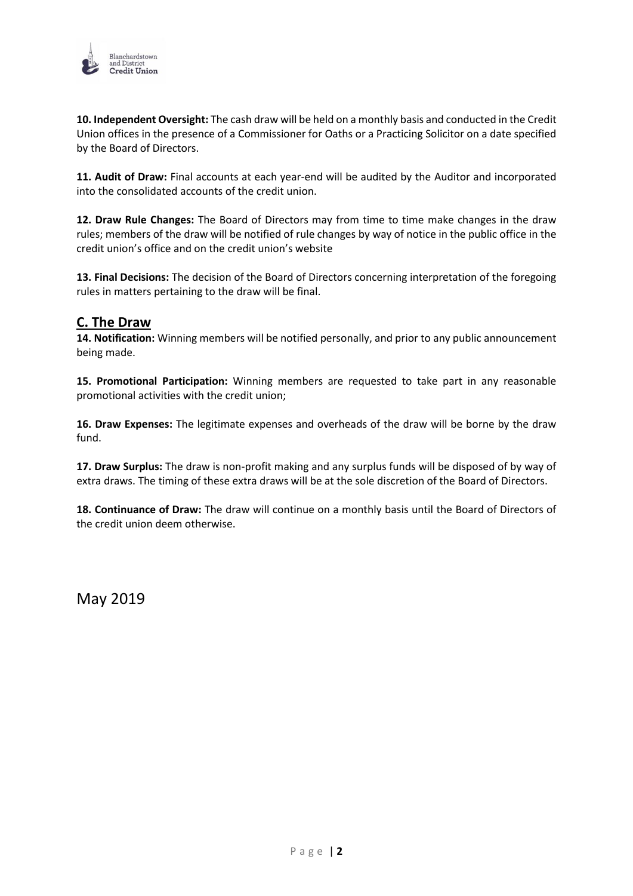**10. Independent Oversight:** The cash draw will be held on a monthly basis and conducted in the Credit Union offices in the presence of a Commissioner for Oaths or a Practicing Solicitor on a date specified by the Board of Directors.

**11. Audit of Draw:** Final accounts at each year-end will be audited by the Auditor and incorporated into the consolidated accounts of the credit union.

**12. Draw Rule Changes:** The Board of Directors may from time to time make changes in the draw rules; members of the draw will be notified of rule changes by way of notice in the public office in the credit union's office and on the credit union's website

**13. Final Decisions:** The decision of the Board of Directors concerning interpretation of the foregoing rules in matters pertaining to the draw will be final.

## C. The Draw

**14. Notification:** Winning members will be notified personally, and prior to any public announcement being made.

**15. Promotional Participation:** Winning members are requested to take part in any reasonable promotional activities with the credit union;

**16. Draw Expenses:** The legitimate expenses and overheads of the draw will be borne by the draw fund.

**17. Draw Surplus:** The draw is non-profit making and any surplus funds will be disposed of by way of extra draws. The timing of these extra draws will be at the sole discretion of the Board of Directors.

**18. Continuance of Draw:** The draw will continue on a monthly basis until the Board of Directors of the credit union deem otherwise.

May 2019